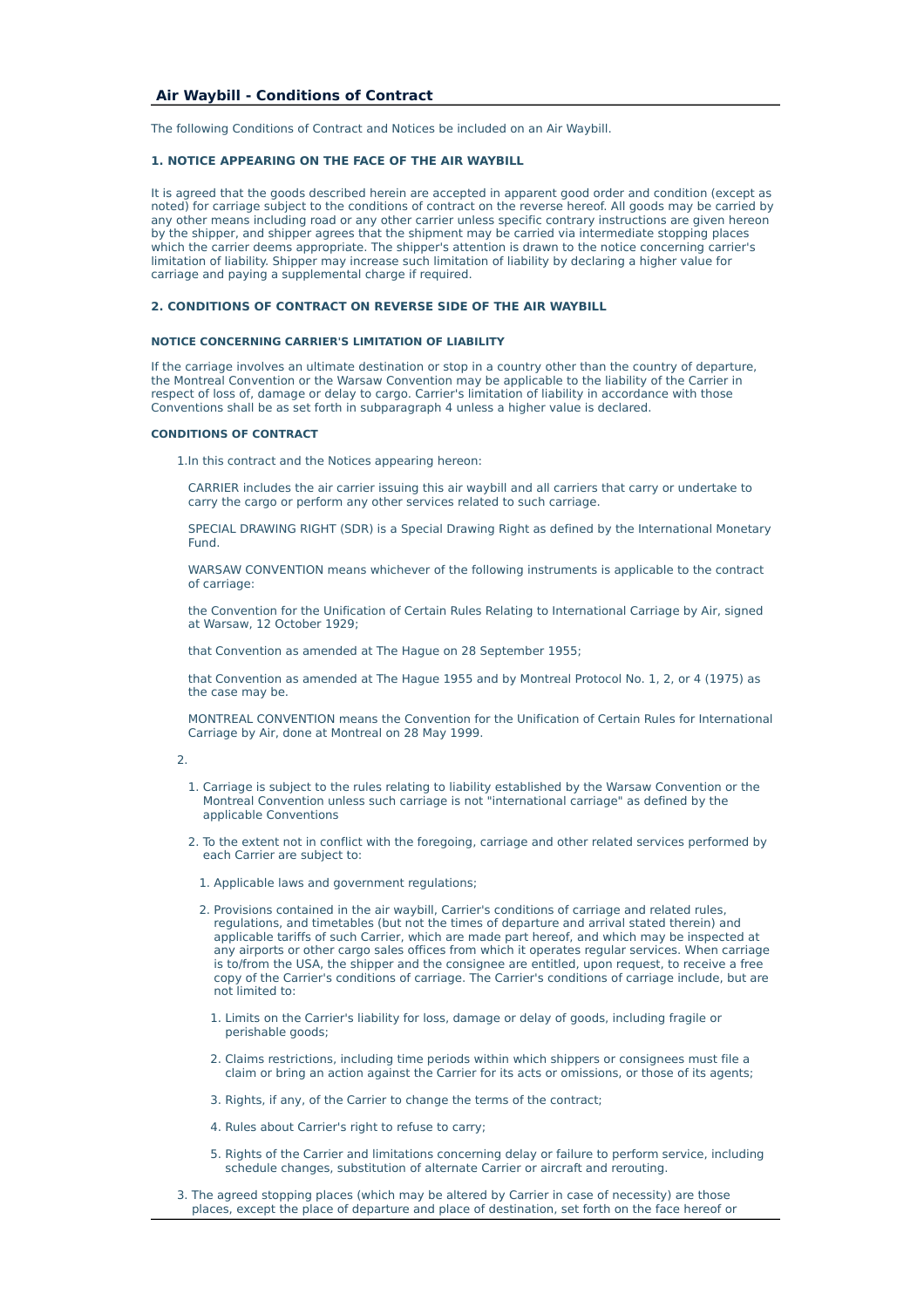## Air Waybill - Conditions of Contract

The following Conditions of Contract and Notices be included on an Air Waybill.

### 1. NOTICE APPEARING ON THE FACE OF THE AIR WAYBILL

It is agreed that the goods described herein are accepted in apparent good order and condition (except as noted) for carriage subject to the conditions of contract on the reverse hereof. All goods may be carried by any other means including road or any other carrier unless specific contrary instructions are given hereon by the shipper, and shipper agrees that the shipment may be carried via intermediate stopping places which the carrier deems appropriate. The shipper's attention is drawn to the notice concerning carrier's limitation of liability. Shipper may increase such limitation of liability by declaring a higher value for carriage and paying a supplemental charge if required.

### 2. CONDITIONS OF CONTRACT ON REVERSE SIDE OF THE AIR WAYBILL

#### NOTICE CONCERNING CARRIER'S LIMITATION OF LIABILITY

If the carriage involves an ultimate destination or stop in a country other than the country of departure, the Montreal Convention or the Warsaw Convention may be applicable to the liability of the Carrier in respect of loss of, damage or delay to cargo. Carrier's limitation of liability in accordance with those Conventions shall be as set forth in subparagraph 4 unless a higher value is declared.

#### CONDITIONS OF CONTRACT

1. In this contract and the Notices appearing hereon:

   CARRIER includes the air carrier issuing this air waybill and all carriers that carry or undertake to carry the cargo or perform any other services related to such carriage.

   SPECIAL DRAWING RIGHT (SDR) is a Special Drawing Right as defined by the International Monetary Fund.

   WARSAW CONVENTION means whichever of the following instruments is applicable to the contract of carriage:

   the Convention for the Unification of Certain Rules Relating to International Carriage by Air, signed at Warsaw, 12 October 1929;

   that Convention as amended at The Hague on 28 September 1955;

   that Convention as amended at The Hague 1955 and by Montreal Protocol No. 1, 2, or 4 (1975) as the case may be.

   MONTREAL CONVENTION means the Convention for the Unification of Certain Rules for International Carriage by Air, done at Montreal on 28 May 1999.

2. 
   1. Carriage is subject to the rules relating to liability established by the Warsaw Convention or the Montreal Convention unless such carriage is not "international carriage" as defined by the applicable Conventions
   2. To the extent not in conflict with the foregoing, carriage and other related services performed by each Carrier are subject to:
      1. Applicable laws and government regulations;
      2. Provisions contained in the air waybill, Carrier's conditions of carriage and related rules, regulations, and timetables (but not the times of departure and arrival stated therein) and applicable tariffs of such Carrier, which are made part hereof, and which may be inspected at any airports or other cargo sales offices from which it operates regular services. When carriage is to/from the USA, the shipper and the consignee are entitled, upon request, to receive a free copy of the Carrier's conditions of carriage. The Carrier's conditions of carriage include, but are not limited to:
         1. Limits on the Carrier's liability for loss, damage or delay of goods, including fragile or perishable goods;
         2. Claims restrictions, including time periods within which shippers or consignees must file a claim or bring an action against the Carrier for its acts or omissions, or those of its agents;
         3. Rights, if any, of the Carrier to change the terms of the contract;
         4. Rules about Carrier's right to refuse to carry;
         5. Rights of the Carrier and limitations concerning delay or failure to perform service, including schedule changes, substitution of alternate Carrier or aircraft and rerouting.

3. The agreed stopping places (which may be altered by Carrier in case of necessity) are those places, except the place of departure and place of destination, set forth on the face hereof or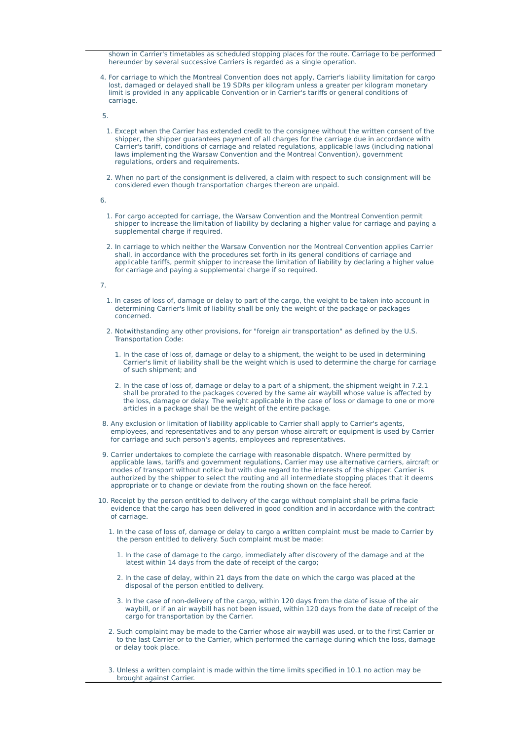shown in Carrier's timetables as scheduled stopping places for the route. Carriage to be performed hereunder by several successive Carriers is regarded as a single operation.

4. For carriage to which the Montreal Convention does not apply, Carrier's liability limitation for cargo lost, damaged or delayed shall be 19 SDRs per kilogram unless a greater per kilogram monetary limit is provided in any applicable Convention or in Carrier's tariffs or general conditions of carriage.

5. 
   1. Except when the Carrier has extended credit to the consignee without the written consent of the shipper, the shipper guarantees payment of all charges for the carriage due in accordance with Carrier's tariff, conditions of carriage and related regulations, applicable laws (including national laws implementing the Warsaw Convention and the Montreal Convention), government regulations, orders and requirements.

   2. When no part of the consignment is delivered, a claim with respect to such consignment will be considered even though transportation charges thereon are unpaid.

6. 
   1. For cargo accepted for carriage, the Warsaw Convention and the Montreal Convention permit shipper to increase the limitation of liability by declaring a higher value for carriage and paying a supplemental charge if required.

   2. In carriage to which neither the Warsaw Convention nor the Montreal Convention applies Carrier shall, in accordance with the procedures set forth in its general conditions of carriage and applicable tariffs, permit shipper to increase the limitation of liability by declaring a higher value for carriage and paying a supplemental charge if so required.

7. 
   1. In cases of loss of, damage or delay to part of the cargo, the weight to be taken into account in determining Carrier's limit of liability shall be only the weight of the package or packages concerned.

   2. Notwithstanding any other provisions, for "foreign air transportation" as defined by the U.S. Transportation Code:

      1. In the case of loss of, damage or delay to a shipment, the weight to be used in determining Carrier's limit of liability shall be the weight which is used to determine the charge for carriage of such shipment; and

      2. In the case of loss of, damage or delay to a part of a shipment, the shipment weight in 7.2.1 shall be prorated to the packages covered by the same air waybill whose value is affected by the loss, damage or delay. The weight applicable in the case of loss or damage to one or more articles in a package shall be the weight of the entire package.

8. Any exclusion or limitation of liability applicable to Carrier shall apply to Carrier's agents, employees, and representatives and to any person whose aircraft or equipment is used by Carrier for carriage and such person's agents, employees and representatives.

9. Carrier undertakes to complete the carriage with reasonable dispatch. Where permitted by applicable laws, tariffs and government regulations, Carrier may use alternative carriers, aircraft or modes of transport without notice but with due regard to the interests of the shipper. Carrier is authorized by the shipper to select the routing and all intermediate stopping places that it deems appropriate or to change or deviate from the routing shown on the face hereof.

10. Receipt by the person entitled to delivery of the cargo without complaint shall be prima facie evidence that the cargo has been delivered in good condition and in accordance with the contract of carriage.

    1. In the case of loss of, damage or delay to cargo a written complaint must be made to Carrier by the person entitled to delivery. Such complaint must be made:

       1. In the case of damage to the cargo, immediately after discovery of the damage and at the latest within 14 days from the date of receipt of the cargo;

       2. In the case of delay, within 21 days from the date on which the cargo was placed at the disposal of the person entitled to delivery.

       3. In the case of non-delivery of the cargo, within 120 days from the date of issue of the air waybill, or if an air waybill has not been issued, within 120 days from the date of receipt of the cargo for transportation by the Carrier.

    2. Such complaint may be made to the Carrier whose air waybill was used, or to the first Carrier or to the last Carrier or to the Carrier, which performed the carriage during which the loss, damage or delay took place.

    3. Unless a written complaint is made within the time limits specified in 10.1 no action may be brought against Carrier.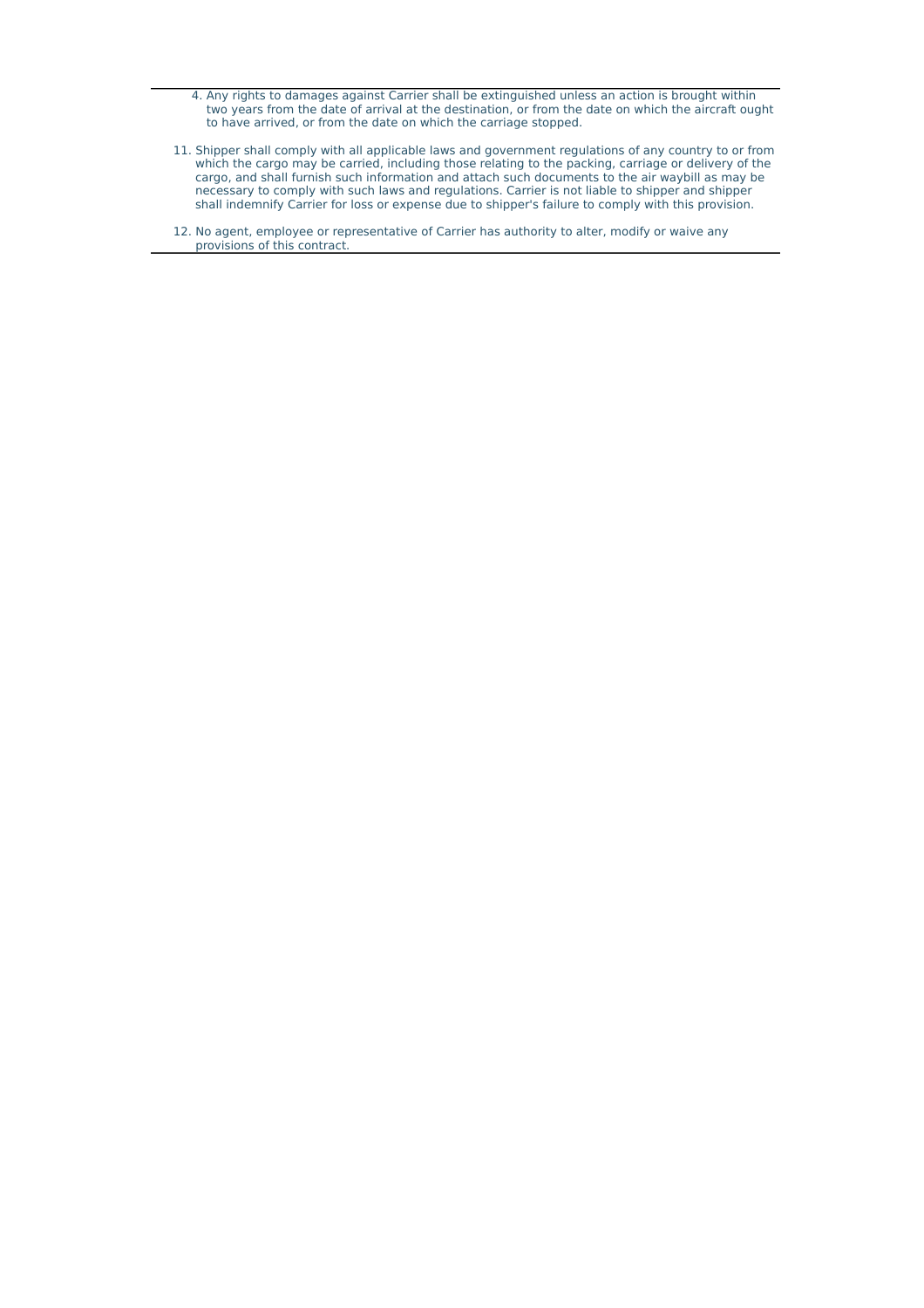4. Any rights to damages against Carrier shall be extinguished unless an action is brought within two years from the date of arrival at the destination, or from the date on which the aircraft ought to have arrived, or from the date on which the carriage stopped.

11. Shipper shall comply with all applicable laws and government regulations of any country to or from which the cargo may be carried, including those relating to the packing, carriage or delivery of the cargo, and shall furnish such information and attach such documents to the air waybill as may be necessary to comply with such laws and regulations. Carrier is not liable to shipper and shipper shall indemnify Carrier for loss or expense due to shipper's failure to comply with this provision.

12. No agent, employee or representative of Carrier has authority to alter, modify or waive any provisions of this contract.